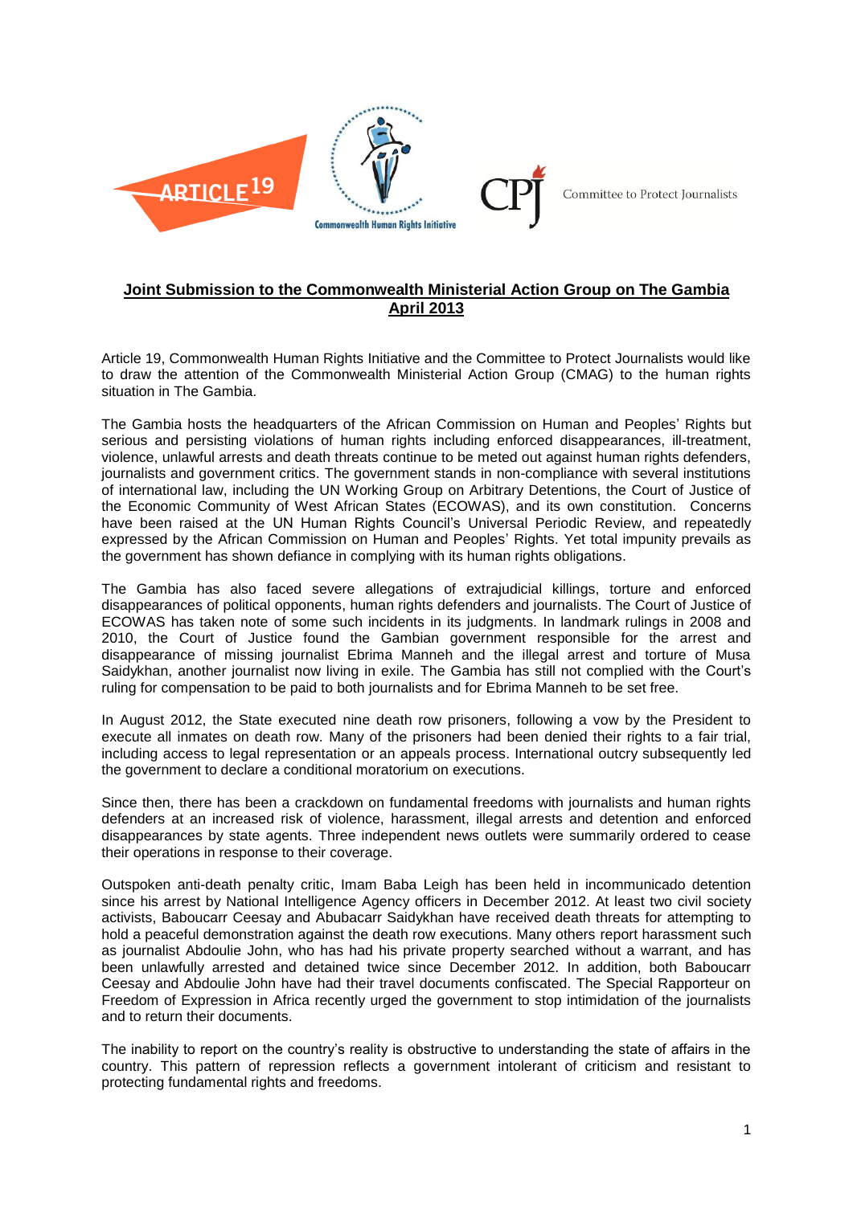ARTICLE 19 | Commonwealth Human Rights Initiative | CPJ Committee to Protect Journalists

# Joint Submission to the Commonwealth Ministerial Action Group on The Gambia April 2013

Article 19, Commonwealth Human Rights Initiative and the Committee to Protect Journalists would like to draw the attention of the Commonwealth Ministerial Action Group (CMAG) to the human rights situation in The Gambia.

The Gambia hosts the headquarters of the African Commission on Human and Peoples' Rights but serious and persisting violations of human rights including enforced disappearances, ill-treatment, violence, unlawful arrests and death threats continue to be meted out against human rights defenders, journalists and government critics. The government stands in non-compliance with several institutions of international law, including the UN Working Group on Arbitrary Detentions, the Court of Justice of the Economic Community of West African States (ECOWAS), and its own constitution. Concerns have been raised at the UN Human Rights Council's Universal Periodic Review, and repeatedly expressed by the African Commission on Human and Peoples' Rights. Yet total impunity prevails as the government has shown defiance in complying with its human rights obligations.

The Gambia has also faced severe allegations of extrajudicial killings, torture and enforced disappearances of political opponents, human rights defenders and journalists. The Court of Justice of ECOWAS has taken note of some such incidents in its judgments. In landmark rulings in 2008 and 2010, the Court of Justice found the Gambian government responsible for the arrest and disappearance of missing journalist Ebrima Manneh and the illegal arrest and torture of Musa Saidykhan, another journalist now living in exile. The Gambia has still not complied with the Court's ruling for compensation to be paid to both journalists and for Ebrima Manneh to be set free.

In August 2012, the State executed nine death row prisoners, following a vow by the President to execute all inmates on death row. Many of the prisoners had been denied their rights to a fair trial, including access to legal representation or an appeals process. International outcry subsequently led the government to declare a conditional moratorium on executions.

Since then, there has been a crackdown on fundamental freedoms with journalists and human rights defenders at an increased risk of violence, harassment, illegal arrests and detention and enforced disappearances by state agents. Three independent news outlets were summarily ordered to cease their operations in response to their coverage.

Outspoken anti-death penalty critic, Imam Baba Leigh has been held in incommunicado detention since his arrest by National Intelligence Agency officers in December 2012. At least two civil society activists, Baboucarr Ceesay and Abubacarr Saidykhan have received death threats for attempting to hold a peaceful demonstration against the death row executions. Many others report harassment such as journalist Abdoulie John, who has had his private property searched without a warrant, and has been unlawfully arrested and detained twice since December 2012. In addition, both Baboucarr Ceesay and Abdoulie John have had their travel documents confiscated. The Special Rapporteur on Freedom of Expression in Africa recently urged the government to stop intimidation of the journalists and to return their documents.

The inability to report on the country's reality is obstructive to understanding the state of affairs in the country. This pattern of repression reflects a government intolerant of criticism and resistant to protecting fundamental rights and freedoms.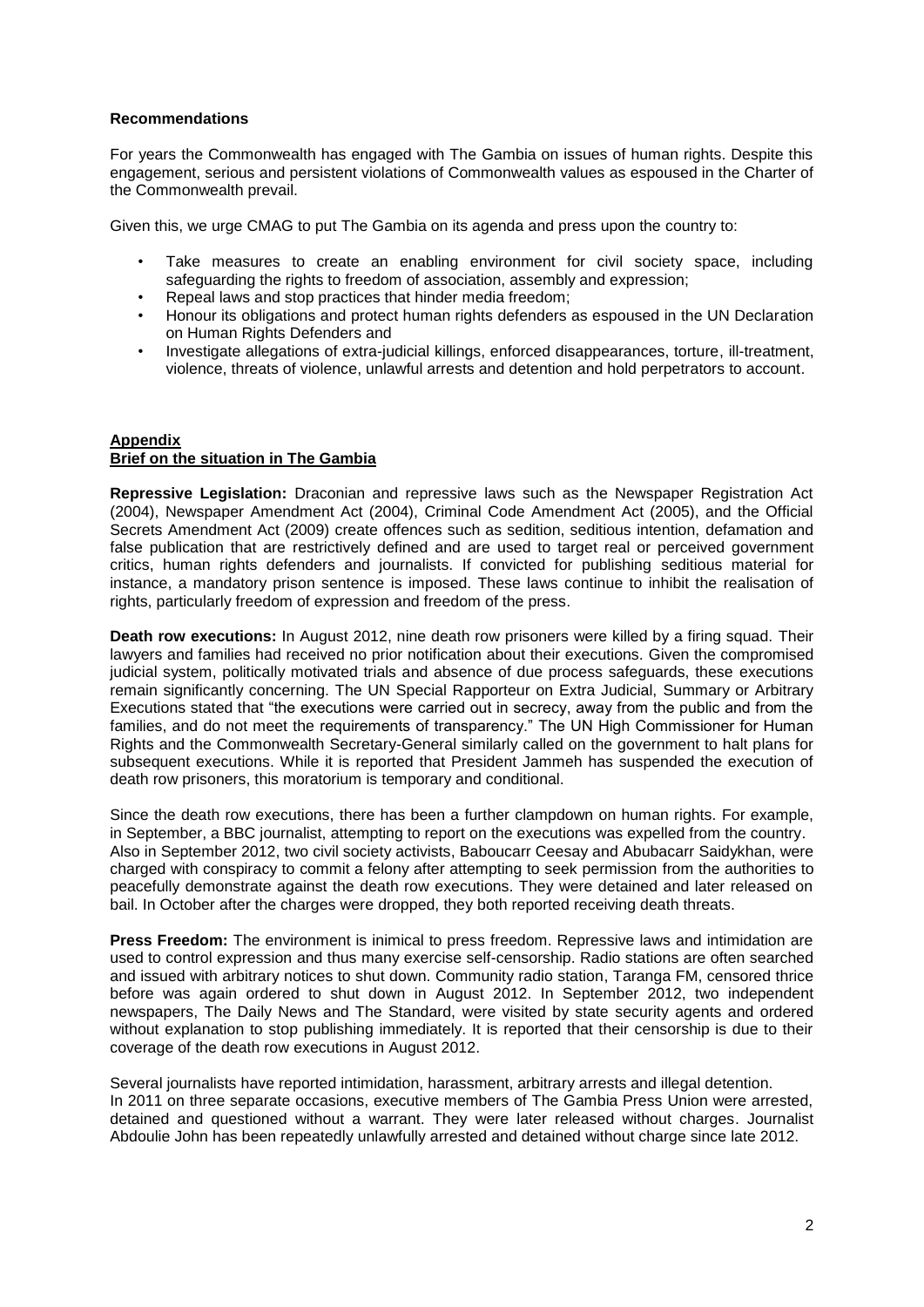**Recommendations**

For years the Commonwealth has engaged with The Gambia on issues of human rights. Despite this engagement, serious and persistent violations of Commonwealth values as espoused in the Charter of the Commonwealth prevail.

Given this, we urge CMAG to put The Gambia on its agenda and press upon the country to:

- Take measures to create an enabling environment for civil society space, including safeguarding the rights to freedom of association, assembly and expression;
- Repeal laws and stop practices that hinder media freedom;
- Honour its obligations and protect human rights defenders as espoused in the UN Declaration on Human Rights Defenders and
- Investigate allegations of extra-judicial killings, enforced disappearances, torture, ill-treatment, violence, threats of violence, unlawful arrests and detention and hold perpetrators to account.

## Appendix

### Brief on the situation in The Gambia

**Repressive Legislation:** Draconian and repressive laws such as the Newspaper Registration Act (2004), Newspaper Amendment Act (2004), Criminal Code Amendment Act (2005), and the Official Secrets Amendment Act (2009) create offences such as sedition, seditious intention, defamation and false publication that are restrictively defined and are used to target real or perceived government critics, human rights defenders and journalists. If convicted for publishing seditious material for instance, a mandatory prison sentence is imposed. These laws continue to inhibit the realisation of rights, particularly freedom of expression and freedom of the press.

**Death row executions:** In August 2012, nine death row prisoners were killed by a firing squad. Their lawyers and families had received no prior notification about their executions. Given the compromised judicial system, politically motivated trials and absence of due process safeguards, these executions remain significantly concerning. The UN Special Rapporteur on Extra Judicial, Summary or Arbitrary Executions stated that "the executions were carried out in secrecy, away from the public and from the families, and do not meet the requirements of transparency." The UN High Commissioner for Human Rights and the Commonwealth Secretary-General similarly called on the government to halt plans for subsequent executions. While it is reported that President Jammeh has suspended the execution of death row prisoners, this moratorium is temporary and conditional.

Since the death row executions, there has been a further clampdown on human rights. For example, in September, a BBC journalist, attempting to report on the executions was expelled from the country. Also in September 2012, two civil society activists, Baboucarr Ceesay and Abubacarr Saidykhan, were charged with conspiracy to commit a felony after attempting to seek permission from the authorities to peacefully demonstrate against the death row executions. They were detained and later released on bail. In October after the charges were dropped, they both reported receiving death threats.

**Press Freedom:** The environment is inimical to press freedom. Repressive laws and intimidation are used to control expression and thus many exercise self-censorship. Radio stations are often searched and issued with arbitrary notices to shut down. Community radio station, Taranga FM, censored thrice before was again ordered to shut down in August 2012. In September 2012, two independent newspapers, The Daily News and The Standard, were visited by state security agents and ordered without explanation to stop publishing immediately. It is reported that their censorship is due to their coverage of the death row executions in August 2012.

Several journalists have reported intimidation, harassment, arbitrary arrests and illegal detention. In 2011 on three separate occasions, executive members of The Gambia Press Union were arrested, detained and questioned without a warrant. They were later released without charges. Journalist Abdoulie John has been repeatedly unlawfully arrested and detained without charge since late 2012.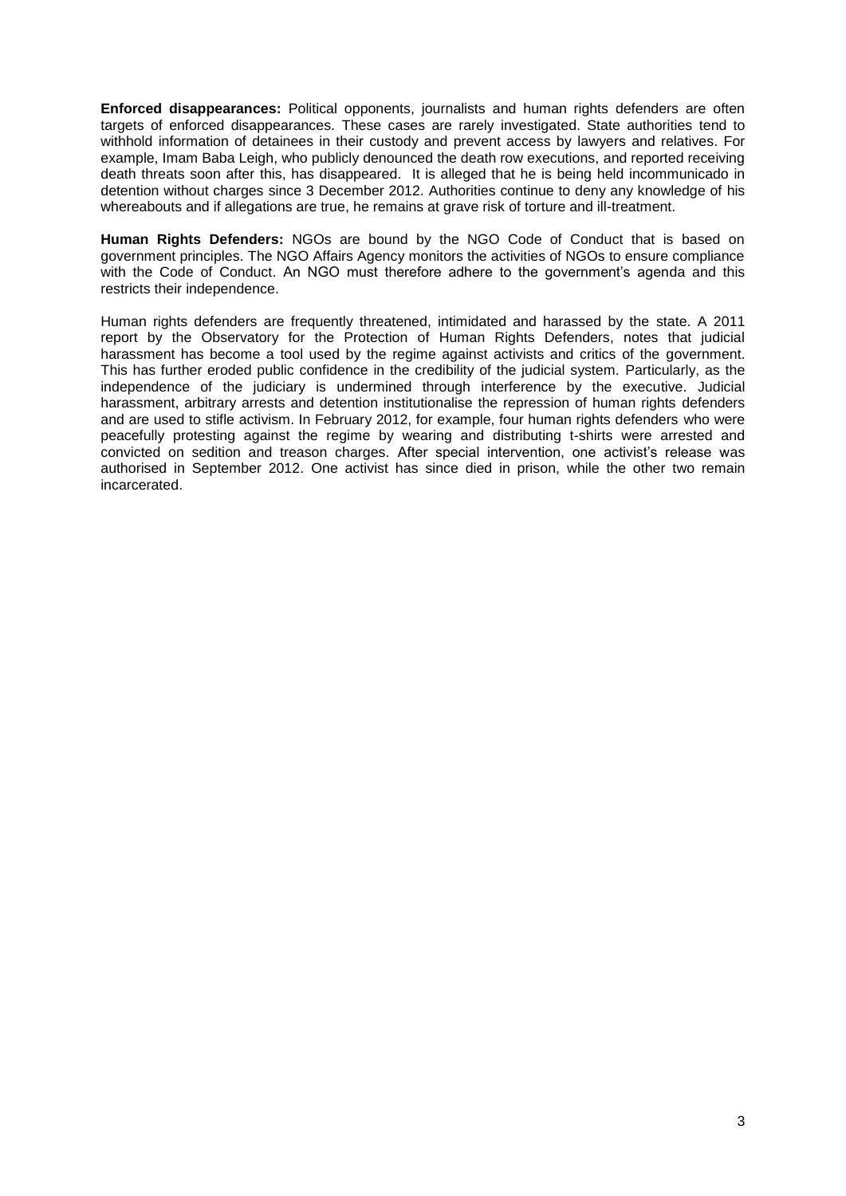**Enforced disappearances:** Political opponents, journalists and human rights defenders are often targets of enforced disappearances. These cases are rarely investigated. State authorities tend to withhold information of detainees in their custody and prevent access by lawyers and relatives. For example, Imam Baba Leigh, who publicly denounced the death row executions, and reported receiving death threats soon after this, has disappeared. It is alleged that he is being held incommunicado in detention without charges since 3 December 2012. Authorities continue to deny any knowledge of his whereabouts and if allegations are true, he remains at grave risk of torture and ill-treatment.

**Human Rights Defenders:** NGOs are bound by the NGO Code of Conduct that is based on government principles. The NGO Affairs Agency monitors the activities of NGOs to ensure compliance with the Code of Conduct. An NGO must therefore adhere to the government's agenda and this restricts their independence.

Human rights defenders are frequently threatened, intimidated and harassed by the state. A 2011 report by the Observatory for the Protection of Human Rights Defenders, notes that judicial harassment has become a tool used by the regime against activists and critics of the government. This has further eroded public confidence in the credibility of the judicial system. Particularly, as the independence of the judiciary is undermined through interference by the executive. Judicial harassment, arbitrary arrests and detention institutionalise the repression of human rights defenders and are used to stifle activism. In February 2012, for example, four human rights defenders who were peacefully protesting against the regime by wearing and distributing t-shirts were arrested and convicted on sedition and treason charges. After special intervention, one activist's release was authorised in September 2012. One activist has since died in prison, while the other two remain incarcerated.